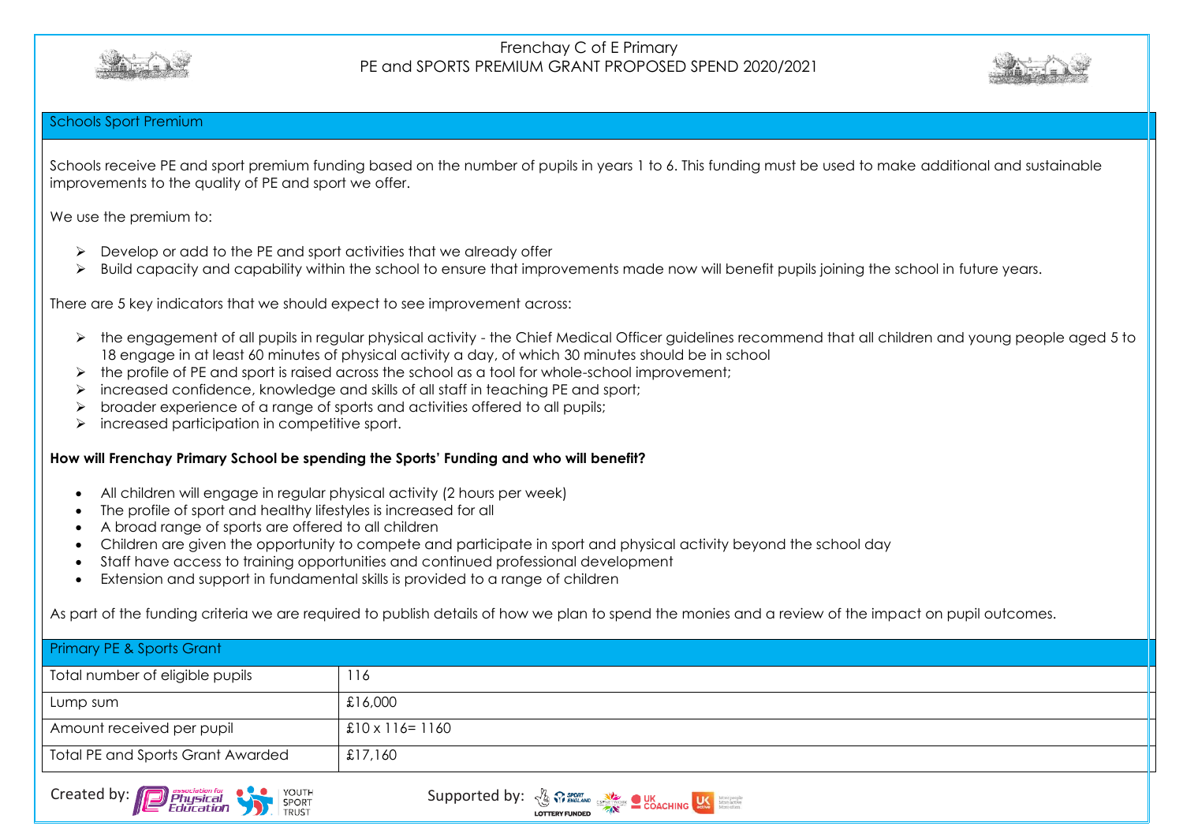# Frenchay C of E Primary
## PE and SPORTS PREMIUM GRANT PROPOSED SPEND 2020/2021

### Schools Sport Premium

Schools receive PE and sport premium funding based on the number of pupils in years 1 to 6. This funding must be used to make additional and sustainable improvements to the quality of PE and sport we offer.

We use the premium to:

- Develop or add to the PE and sport activities that we already offer
- Build capacity and capability within the school to ensure that improvements made now will benefit pupils joining the school in future years.

There are 5 key indicators that we should expect to see improvement across:

- the engagement of all pupils in regular physical activity - the Chief Medical Officer guidelines recommend that all children and young people aged 5 to 18 engage in at least 60 minutes of physical activity a day, of which 30 minutes should be in school
- the profile of PE and sport is raised across the school as a tool for whole-school improvement;
- increased confidence, knowledge and skills of all staff in teaching PE and sport;
- broader experience of a range of sports and activities offered to all pupils;
- increased participation in competitive sport.

**How will Frenchay Primary School be spending the Sports' Funding and who will benefit?**

- All children will engage in regular physical activity (2 hours per week)
- The profile of sport and healthy lifestyles is increased for all
- A broad range of sports are offered to all children
- Children are given the opportunity to compete and participate in sport and physical activity beyond the school day
- Staff have access to training opportunities and continued professional development
- Extension and support in fundamental skills is provided to a range of children

As part of the funding criteria we are required to publish details of how we plan to spend the monies and a review of the impact on pupil outcomes.

| Primary PE & Sports Grant | |
|---|---|
| Total number of eligible pupils | 116 |
| Lump sum | £16,000 |
| Amount received per pupil | £10 x 116= 1160 |
| Total PE and Sports Grant Awarded | £17,160 |

Created by: association for Physical Education, Youth Sport Trust

Supported by: Sport England, Lottery Funded, CSPNetwork, UK Coaching, UK Active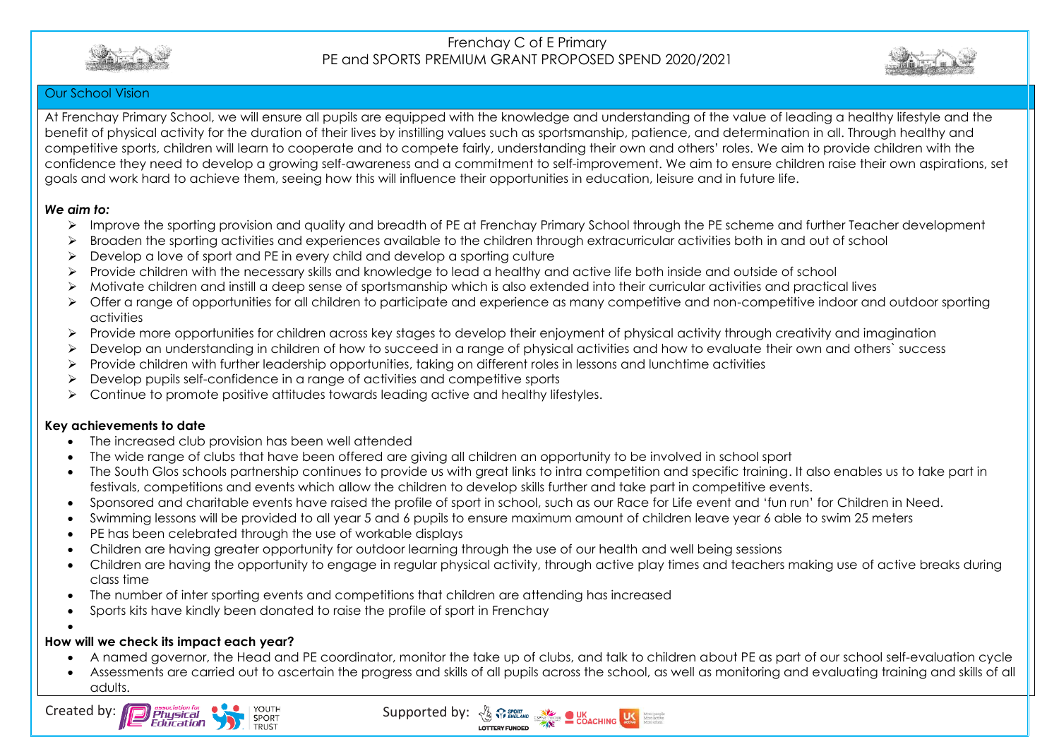# Frenchay C of E Primary
## PE and SPORTS PREMIUM GRANT PROPOSED SPEND 2020/2021

## Our School Vision

At Frenchay Primary School, we will ensure all pupils are equipped with the knowledge and understanding of the value of leading a healthy lifestyle and the benefit of physical activity for the duration of their lives by instilling values such as sportsmanship, patience, and determination in all. Through healthy and competitive sports, children will learn to cooperate and to compete fairly, understanding their own and others' roles. We aim to provide children with the confidence they need to develop a growing self-awareness and a commitment to self-improvement. We aim to ensure children raise their own aspirations, set goals and work hard to achieve them, seeing how this will influence their opportunities in education, leisure and in future life.

***We aim to:***

- Improve the sporting provision and quality and breadth of PE at Frenchay Primary School through the PE scheme and further Teacher development
- Broaden the sporting activities and experiences available to the children through extracurricular activities both in and out of school
- Develop a love of sport and PE in every child and develop a sporting culture
- Provide children with the necessary skills and knowledge to lead a healthy and active life both inside and outside of school
- Motivate children and instill a deep sense of sportsmanship which is also extended into their curricular activities and practical lives
- Offer a range of opportunities for all children to participate and experience as many competitive and non-competitive indoor and outdoor sporting activities
- Provide more opportunities for children across key stages to develop their enjoyment of physical activity through creativity and imagination
- Develop an understanding in children of how to succeed in a range of physical activities and how to evaluate their own and others` success
- Provide children with further leadership opportunities, taking on different roles in lessons and lunchtime activities
- Develop pupils self-confidence in a range of activities and competitive sports
- Continue to promote positive attitudes towards leading active and healthy lifestyles.

**Key achievements to date**

- The increased club provision has been well attended
- The wide range of clubs that have been offered are giving all children an opportunity to be involved in school sport
- The South Glos schools partnership continues to provide us with great links to intra competition and specific training. It also enables us to take part in festivals, competitions and events which allow the children to develop skills further and take part in competitive events.
- Sponsored and charitable events have raised the profile of sport in school, such as our Race for Life event and 'fun run' for Children in Need.
- Swimming lessons will be provided to all year 5 and 6 pupils to ensure maximum amount of children leave year 6 able to swim 25 meters
- PE has been celebrated through the use of workable displays
- Children are having greater opportunity for outdoor learning through the use of our health and well being sessions
- Children are having the opportunity to engage in regular physical activity, through active play times and teachers making use of active breaks during class time
- The number of inter sporting events and competitions that children are attending has increased
- Sports kits have kindly been donated to raise the profile of sport in Frenchay

**How will we check its impact each year?**

- A named governor, the Head and PE coordinator, monitor the take up of clubs, and talk to children about PE as part of our school self-evaluation cycle
- Assessments are carried out to ascertain the progress and skills of all pupils across the school, as well as monitoring and evaluating training and skills of all adults.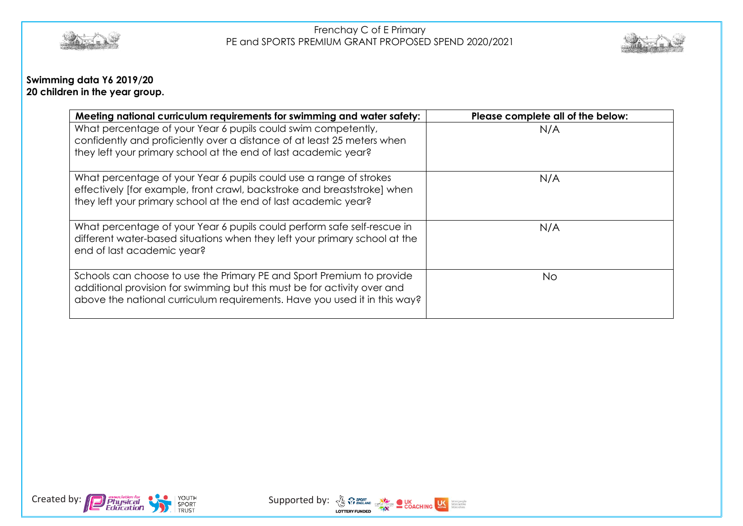**Swimming data Y6 2019/20**
**20 children in the year group.**

| Meeting national curriculum requirements for swimming and water safety: | Please complete all of the below: |
| --- | --- |
| What percentage of your Year 6 pupils could swim competently, confidently and proficiently over a distance of at least 25 meters when they left your primary school at the end of last academic year? | N/A |
| What percentage of your Year 6 pupils could use a range of strokes effectively [for example, front crawl, backstroke and breaststroke] when they left your primary school at the end of last academic year? | N/A |
| What percentage of your Year 6 pupils could perform safe self-rescue in different water-based situations when they left your primary school at the end of last academic year? | N/A |
| Schools can choose to use the Primary PE and Sport Premium to provide additional provision for swimming but this must be for activity over and above the national curriculum requirements. Have you used it in this way? | No |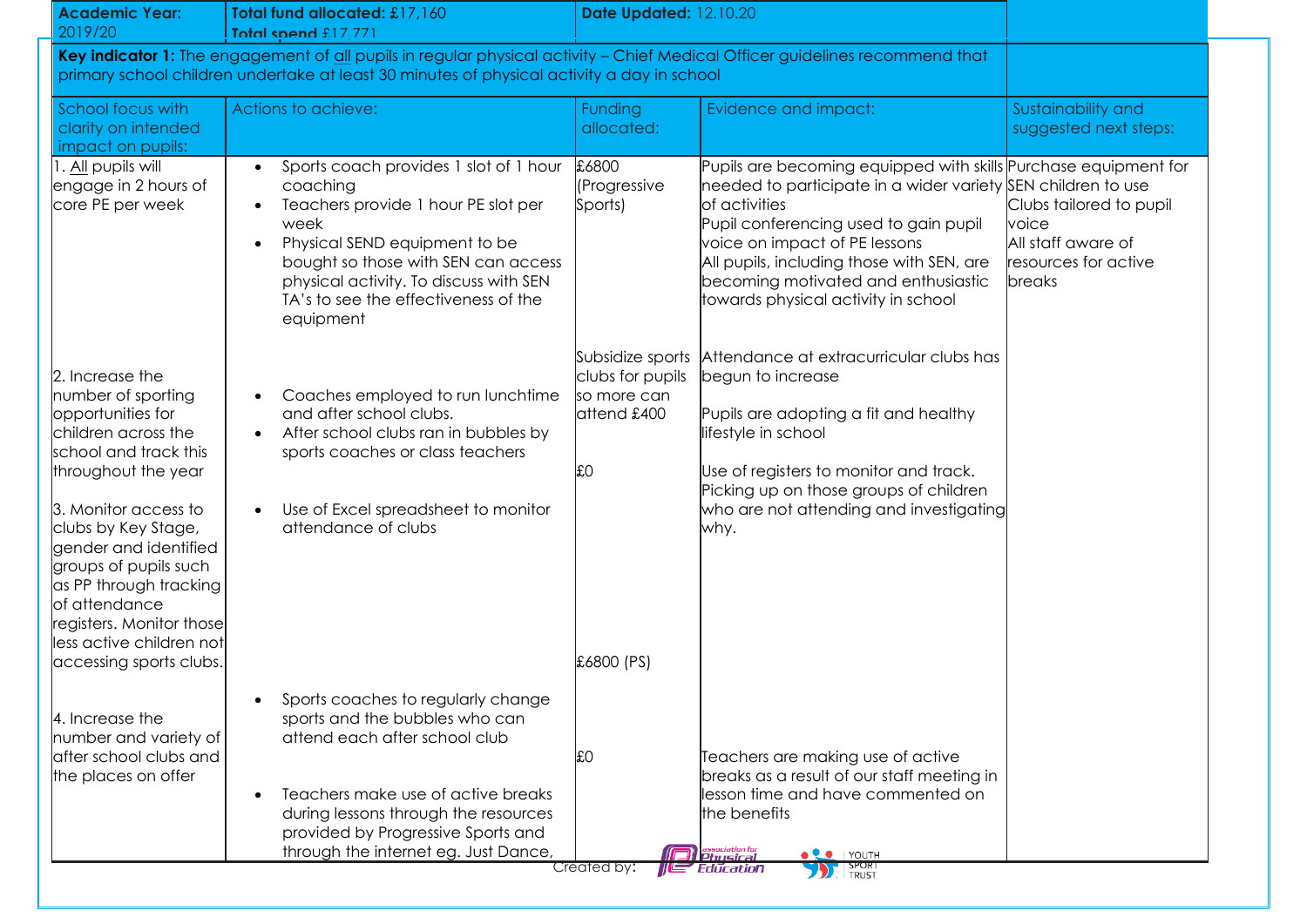| Academic Year: 2019/20 | Total fund allocated: £17,160<br>Total spend £17,771 | Date Updated: 12.10.20 | | |
|---|---|---|---|---|
| **Key indicator 1:** The engagement of all pupils in regular physical activity – Chief Medical Officer guidelines recommend that primary school children undertake at least 30 minutes of physical activity a day in school | | | | |
| School focus with clarity on intended impact on pupils: | Actions to achieve: | Funding allocated: | Evidence and impact: | Sustainability and suggested next steps: |
| 1. All pupils will engage in 2 hours of core PE per week | • Sports coach provides 1 slot of 1 hour coaching<br>• Teachers provide 1 hour PE slot per week<br>• Physical SEND equipment to be bought so those with SEN can access physical activity. To discuss with SEN TA's to see the effectiveness of the equipment | £6800 (Progressive Sports) | Pupils are becoming equipped with skills needed to participate in a wider variety of activities<br>Pupil conferencing used to gain pupil voice on impact of PE lessons<br>All pupils, including those with SEN, are becoming motivated and enthusiastic towards physical activity in school | Purchase equipment for SEN children to use<br>Clubs tailored to pupil voice<br>All staff aware of resources for active breaks |
| 2. Increase the number of sporting opportunities for children across the school and track this throughout the year<br><br>3. Monitor access to clubs by Key Stage, gender and identified groups of pupils such as PP through tracking of attendance registers. Monitor those less active children not accessing sports clubs. | • Coaches employed to run lunchtime and after school clubs.<br>• After school clubs ran in bubbles by sports coaches or class teachers<br><br>• Use of Excel spreadsheet to monitor attendance of clubs | Subsidize sports clubs for pupils so more can attend £400<br><br>£0<br><br>£6800 (PS) | Attendance at extracurricular clubs has begun to increase<br><br>Pupils are adopting a fit and healthy lifestyle in school<br><br>Use of registers to monitor and track. Picking up on those groups of children who are not attending and investigating why. | |
| 4. Increase the number and variety of after school clubs and the places on offer | • Sports coaches to regularly change sports and the bubbles who can attend each after school club<br><br>• Teachers make use of active breaks during lessons through the resources provided by Progressive Sports and through the internet eg. Just Dance, | £0 | Teachers are making use of active breaks as a result of our staff meeting in lesson time and have commented on the benefits | |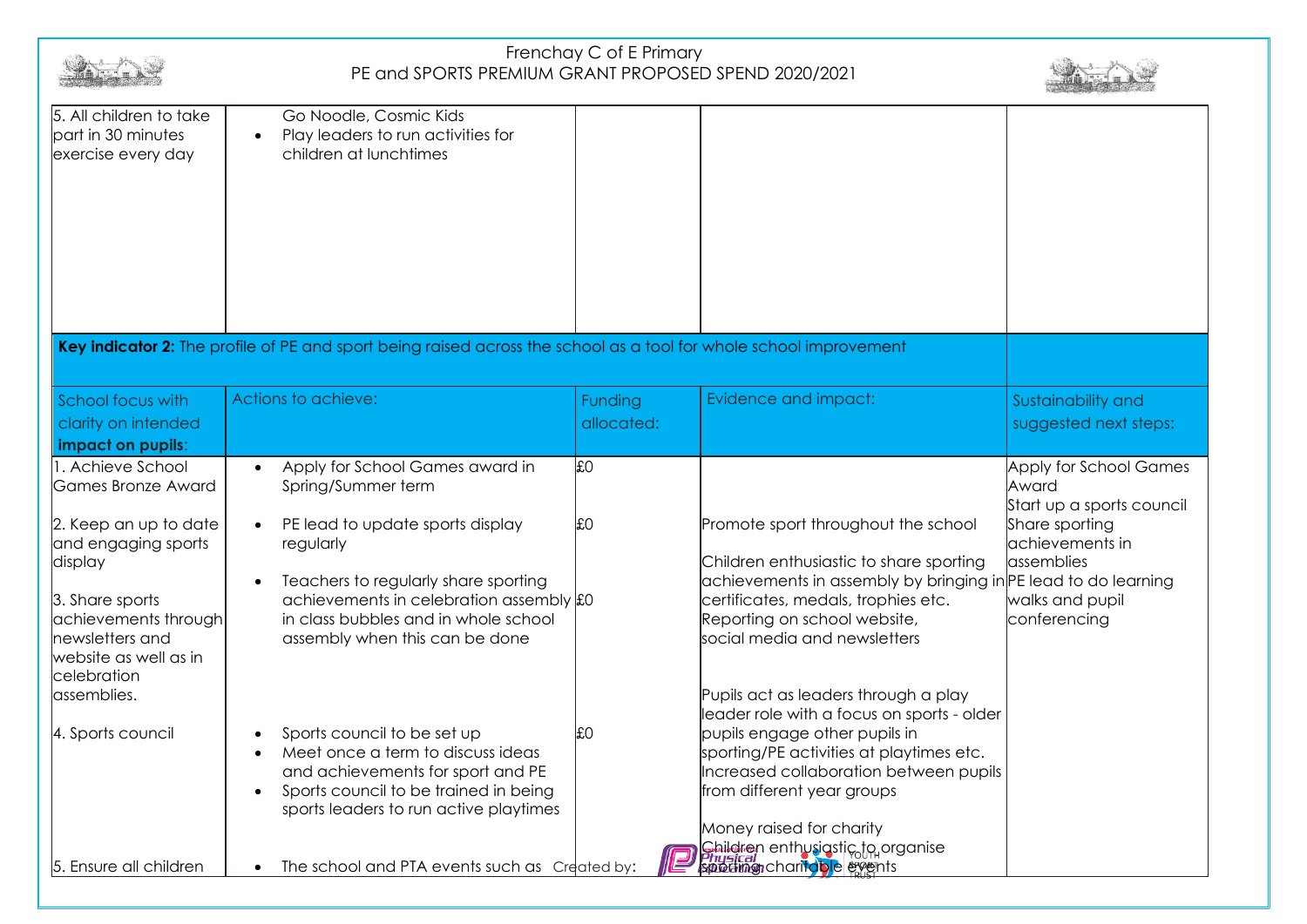# Frenchay C of E Primary
## PE and SPORTS PREMIUM GRANT PROPOSED SPEND 2020/2021

| | | | | |
|---|---|---|---|---|
| 5. All children to take part in 30 minutes exercise every day | Go Noodle, Cosmic Kids<br>• Play leaders to run activities for children at lunchtimes | | | |

| **Key indicator 2:** The profile of PE and sport being raised across the school as a tool for whole school improvement | | | | |
|---|---|---|---|---|
| School focus with clarity on intended **impact on pupils**: | Actions to achieve: | Funding allocated: | Evidence and impact: | Sustainability and suggested next steps: |
| 1. Achieve School Games Bronze Award<br><br>2. Keep an up to date and engaging sports display<br><br>3. Share sports achievements through newsletters and website as well as in celebration assemblies.<br><br>4. Sports council<br><br>5. Ensure all children | • Apply for School Games award in Spring/Summer term<br><br>• PE lead to update sports display regularly<br><br>• Teachers to regularly share sporting achievements in celebration assembly in class bubbles and in whole school assembly when this can be done<br><br>• Sports council to be set up<br>• Meet once a term to discuss ideas and achievements for sport and PE<br>• Sports council to be trained in being sports leaders to run active playtimes<br><br>• The school and PTA events such as | £0<br><br>£0<br><br>£0<br><br>£0 | Promote sport throughout the school<br><br>Children enthusiastic to share sporting achievements in assembly by bringing in certificates, medals, trophies etc.<br>Reporting on school website, social media and newsletters<br><br>Pupils act as leaders through a play leader role with a focus on sports - older pupils engage other pupils in sporting/PE activities at playtimes etc. Increased collaboration between pupils from different year groups<br><br>Money raised for charity<br>Children enthusiastic to organise sporting charitable events | Apply for School Games Award<br>Start up a sports council<br>Share sporting achievements in assemblies<br>PE lead to do learning walks and pupil conferencing |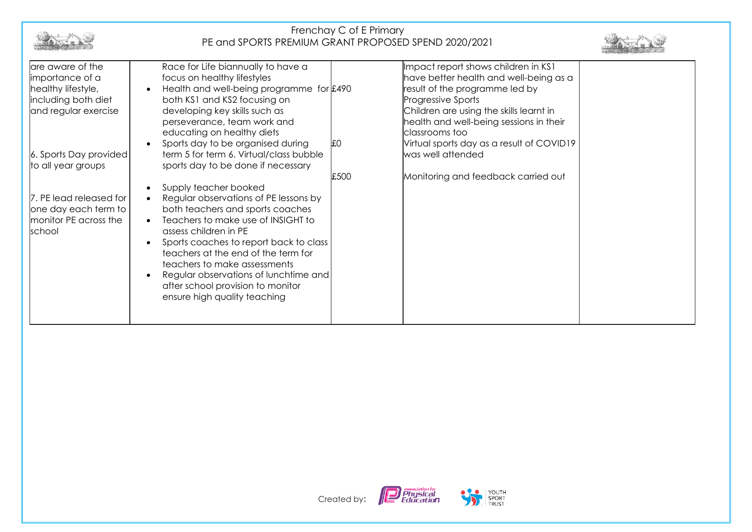# Frenchay C of E Primary
## PE and SPORTS PREMIUM GRANT PROPOSED SPEND 2020/2021

| | | | | |
|---|---|---|---|---|
| are aware of the importance of a healthy lifestyle, including both diet and regular exercise | Race for Life biannually to have a focus on healthy lifestyles<br>• Health and well-being programme for both KS1 and KS2 focusing on developing key skills such as perseverance, team work and educating on healthy diets | £490 | Impact report shows children in KS1 have better health and well-being as a result of the programme led by Progressive Sports<br>Children are using the skills learnt in health and well-being sessions in their classrooms too | |
| 6. Sports Day provided to all year groups | • Sports day to be organised during term 5 for term 6. Virtual/class bubble sports day to be done if necessary | £0 | Virtual sports day as a result of COVID19 was well attended | |
| 7. PE lead released for one day each term to monitor PE across the school | • Supply teacher booked<br>• Regular observations of PE lessons by both teachers and sports coaches<br>• Teachers to make use of INSIGHT to assess children in PE<br>• Sports coaches to report back to class teachers at the end of the term for teachers to make assessments<br>• Regular observations of lunchtime and after school provision to monitor ensure high quality teaching | £500 | Monitoring and feedback carried out | |

Created by: association for Physical Education, Youth Sport Trust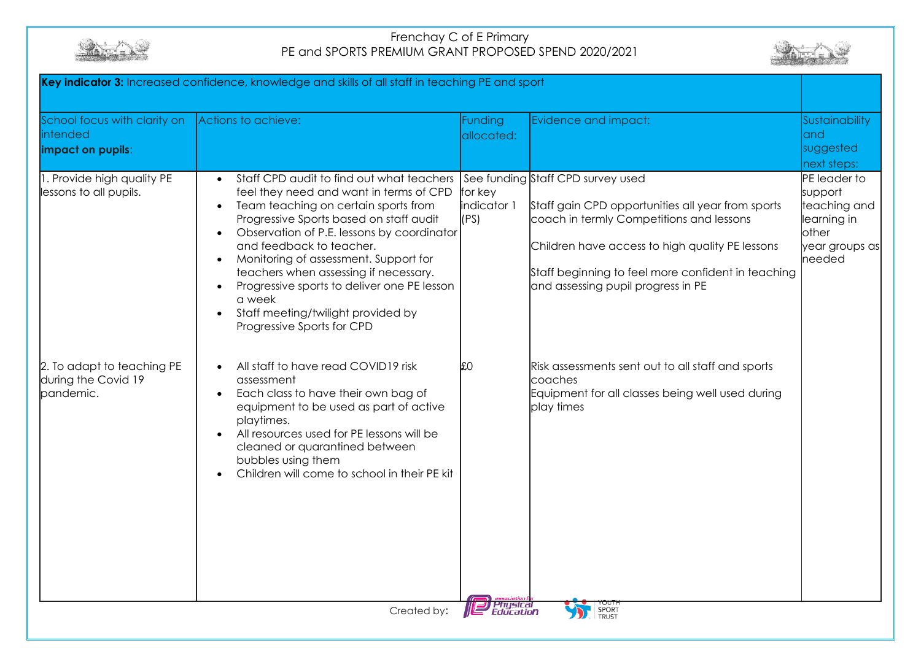Frenchay C of E Primary
PE and SPORTS PREMIUM GRANT PROPOSED SPEND 2020/2021

| **Key indicator 3:** Increased confidence, knowledge and skills of all staff in teaching PE and sport | | | | |
|---|---|---|---|---|
| School focus with clarity on intended **impact on pupils**: | Actions to achieve: | Funding allocated: | Evidence and impact: | Sustainability and suggested next steps: |
| 1. Provide high quality PE lessons to all pupils. | • Staff CPD audit to find out what teachers feel they need and want in terms of CPD<br>• Team teaching on certain sports from Progressive Sports based on staff audit<br>• Observation of P.E. lessons by coordinator and feedback to teacher.<br>• Monitoring of assessment. Support for teachers when assessing if necessary.<br>• Progressive sports to deliver one PE lesson a week<br>• Staff meeting/twilight provided by Progressive Sports for CPD | See funding for key indicator 1 (PS) | Staff CPD survey used<br><br>Staff gain CPD opportunities all year from sports coach in termly Competitions and lessons<br><br>Children have access to high quality PE lessons<br><br>Staff beginning to feel more confident in teaching and assessing pupil progress in PE | PE leader to support teaching and learning in other year groups as needed |
| 2. To adapt to teaching PE during the Covid 19 pandemic. | • All staff to have read COVID19 risk assessment<br>• Each class to have their own bag of equipment to be used as part of active playtimes.<br>• All resources used for PE lessons will be cleaned or quarantined between bubbles using them<br>• Children will come to school in their PE kit | £0 | Risk assessments sent out to all staff and sports coaches<br>Equipment for all classes being well used during play times | |

Created by: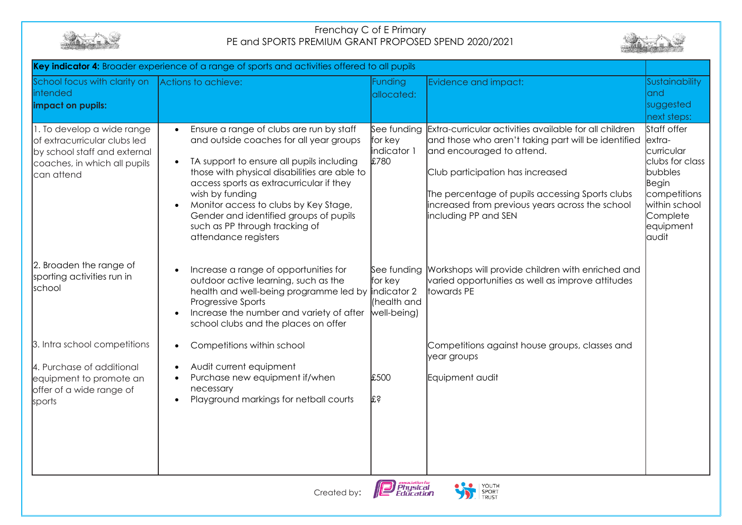Frenchay C of E Primary
PE and SPORTS PREMIUM GRANT PROPOSED SPEND 2020/2021

| **Key indicator 4:** Broader experience of a range of sports and activities offered to all pupils | | | | |
|---|---|---|---|---|
| School focus with clarity on intended **impact on pupils:** | Actions to achieve: | Funding allocated: | Evidence and impact: | Sustainability and suggested next steps: |
| 1. To develop a wide range of extracurricular clubs led by school staff and external coaches, in which all pupils can attend | • Ensure a range of clubs are run by staff and outside coaches for all year groups<br>• TA support to ensure all pupils including those with physical disabilities are able to access sports as extracurricular if they wish by funding<br>• Monitor access to clubs by Key Stage, Gender and identified groups of pupils such as PP through tracking of attendance registers | See funding for key indicator 1 £780 | Extra-curricular activities available for all children and those who aren't taking part will be identified and encouraged to attend.<br>Club participation has increased<br>The percentage of pupils accessing Sports clubs increased from previous years across the school including PP and SEN | Staff offer extra-curricular clubs for class bubbles<br>Begin competitions within school<br>Complete equipment audit |
| 2. Broaden the range of sporting activities run in school | • Increase a range of opportunities for outdoor active learning, such as the health and well-being programme led by Progressive Sports<br>• Increase the number and variety of after school clubs and the places on offer | See funding for key indicator 2 (health and well-being) | Workshops will provide children with enriched and varied opportunities as well as improve attitudes towards PE | |
| 3. Intra school competitions | • Competitions within school | | Competitions against house groups, classes and year groups | |
| 4. Purchase of additional equipment to promote an offer of a wide range of sports | • Audit current equipment<br>• Purchase new equipment if/when necessary<br>• Playground markings for netball courts | £500<br>£? | Equipment audit | |

Created by: association for Physical Education, Youth Sport Trust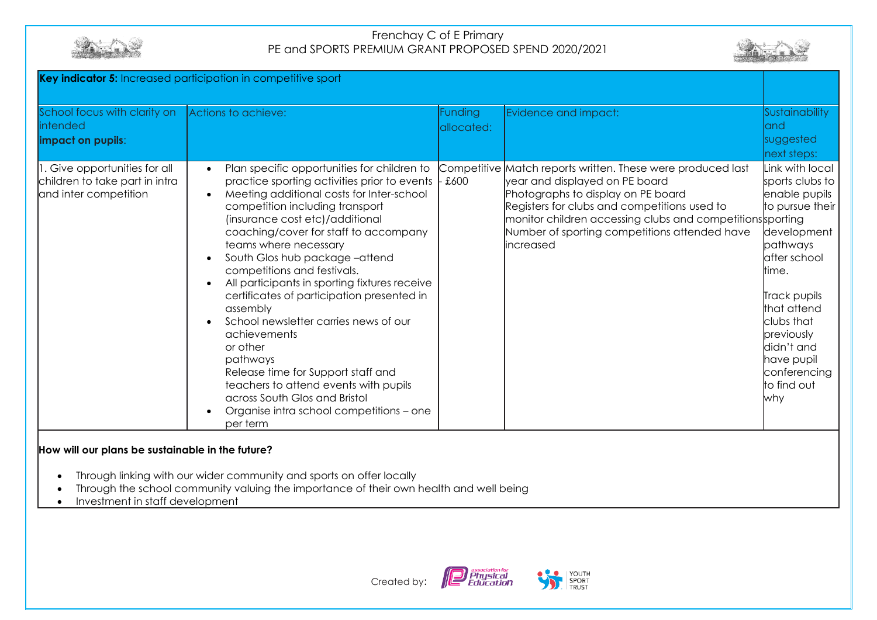**Key indicator 5:** Increased participation in competitive sport

| School focus with clarity on intended **impact on pupils**: | Actions to achieve: | Funding allocated: | Evidence and impact: | Sustainability and suggested next steps: |
|---|---|---|---|---|
| 1. Give opportunities for all children to take part in intra and inter competition | • Plan specific opportunities for children to practice sporting activities prior to events<br>• Meeting additional costs for Inter-school competition including transport (insurance cost etc)/additional coaching/cover for staff to accompany teams where necessary<br>• South Glos hub package –attend competitions and festivals.<br>• All participants in sporting fixtures receive certificates of participation presented in assembly<br>• School newsletter carries news of our achievements or other pathways Release time for Support staff and teachers to attend events with pupils across South Glos and Bristol<br>• Organise intra school competitions – one per term | Competitive - £600 | Match reports written. These were produced last year and displayed on PE board<br>Photographs to display on PE board<br>Registers for clubs and competitions used to monitor children accessing clubs and competitions<br>Number of sporting competitions attended have increased | Link with local sports clubs to enable pupils to pursue their sporting development pathways after school time.<br><br>Track pupils that attend clubs that previously didn't and have pupil conferencing to find out why |

**How will our plans be sustainable in the future?**

- Through linking with our wider community and sports on offer locally
- Through the school community valuing the importance of their own health and well being
- Investment in staff development